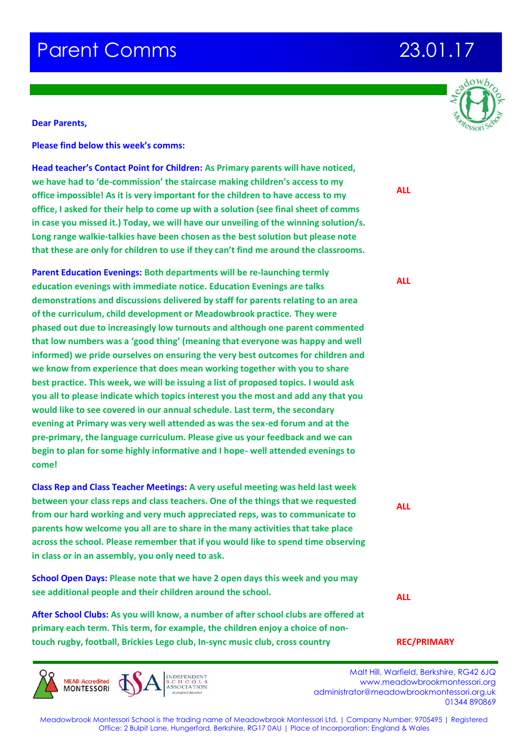# Parent Comms 23.01.17

**Dear Parents,**

**Please find below this week's comms:**

**Head teacher's Contact Point for Children: As Primary parents will have noticed, we have had to 'de-commission' the staircase making children's access to my office impossible! As it is very important for the children to have access to my office, I asked for their help to come up with a solution (see final sheet of comms in case you missed it.) Today, we will have our unveiling of the winning solution/s. Long range walkie-talkies have been chosen as the best solution but please note that these are only for children to use if they can't find me around the classrooms.** — **ALL**

**Parent Education Evenings: Both departments will be re-launching termly education evenings with immediate notice. Education Evenings are talks demonstrations and discussions delivered by staff for parents relating to an area of the curriculum, child development or Meadowbrook practice. They were phased out due to increasingly low turnouts and although one parent commented that low numbers was a 'good thing' (meaning that everyone was happy and well informed) we pride ourselves on ensuring the very best outcomes for children and we know from experience that does mean working together with you to share best practice. This week, we will be issuing a list of proposed topics. I would ask you all to please indicate which topics interest you the most and add any that you would like to see covered in our annual schedule. Last term, the secondary evening at Primary was very well attended as was the sex-ed forum and at the pre-primary, the language curriculum. Please give us your feedback and we can begin to plan for some highly informative and I hope- well attended evenings to come!** — **ALL**

**Class Rep and Class Teacher Meetings: A very useful meeting was held last week between your class reps and class teachers. One of the things that we requested from our hard working and very much appreciated reps, was to communicate to parents how welcome you all are to share in the many activities that take place across the school. Please remember that if you would like to spend time observing in class or in an assembly, you only need to ask.** — **ALL**

**School Open Days: Please note that we have 2 open days this week and you may see additional people and their children around the school.** — **ALL**

**After School Clubs: As you will know, a number of after school clubs are offered at primary each term. This term, for example, the children enjoy a choice of non-touch rugby, football, Brickies Lego club, In-sync music club, cross country** — **REC/PRIMARY**

Malt Hill, Warfield, Berkshire, RG42 6JQ
www.meadowbrookmontessori.org
administrator@meadowbrookmontessori.org.uk
01344 890869

Meadowbrook Montessori School is the trading name of Meadowbrook Montessori Ltd. | Company Number: 9705495 | Registered Office: 2 Bulpit Lane, Hungerford, Berkshire, RG17 0AU | Place of Incorporation: England & Wales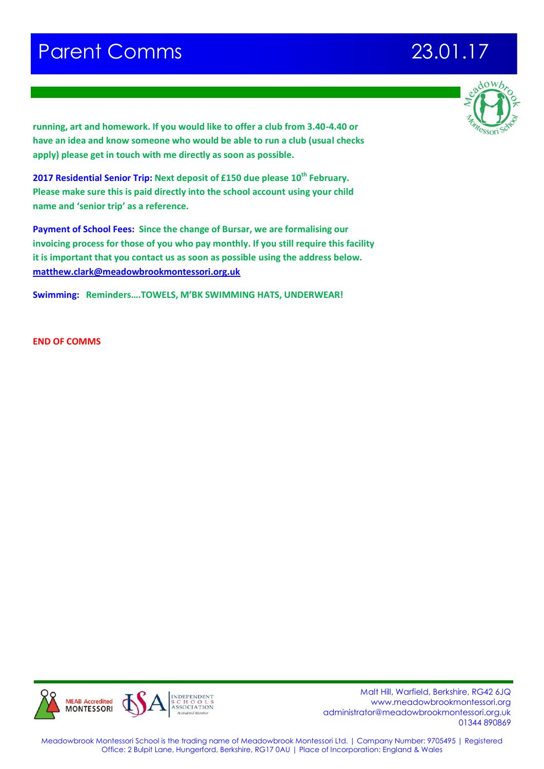**running, art and homework. If you would like to offer a club from 3.40-4.40 or have an idea and know someone who would be able to run a club (usual checks apply) please get in touch with me directly as soon as possible.**

**2017 Residential Senior Trip: Next deposit of £150 due please 10th February. Please make sure this is paid directly into the school account using your child name and 'senior trip' as a reference.**

**Payment of School Fees: Since the change of Bursar, we are formalising our invoicing process for those of you who pay monthly. If you still require this facility it is important that you contact us as soon as possible using the address below. matthew.clark@meadowbrookmontessori.org.uk**

**Swimming: Reminders….TOWELS, M'BK SWIMMING HATS, UNDERWEAR!**

**END OF COMMS**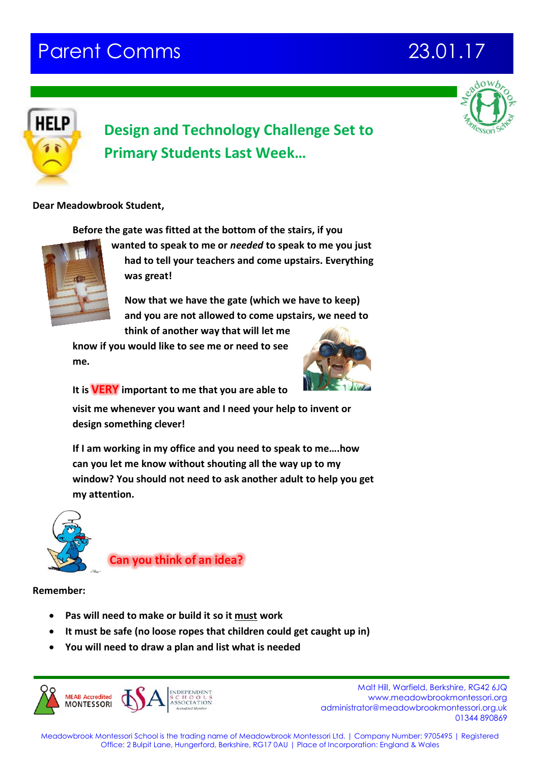# Parent Comms 23.01.17

## Design and Technology Challenge Set to Primary Students Last Week…

**Dear Meadowbrook Student,**

**Before the gate was fitted at the bottom of the stairs, if you wanted to speak to me or *needed* to speak to me you just had to tell your teachers and come upstairs. Everything was great!**

**Now that we have the gate (which we have to keep) and you are not allowed to come upstairs, we need to think of another way that will let me know if you would like to see me or need to see me.**

**It is VERY important to me that you are able to visit me whenever you want and I need your help to invent or design something clever!**

**If I am working in my office and you need to speak to me….how can you let me know without shouting all the way up to my window? You should not need to ask another adult to help you get my attention.**

**Can you think of an idea?**

**Remember:**

- **Pas will need to make or build it so it must work**
- **It must be safe (no loose ropes that children could get caught up in)**
- **You will need to draw a plan and list what is needed**

Malt Hill, Warfield, Berkshire, RG42 6JQ
www.meadowbrookmontessori.org
administrator@meadowbrookmontessori.org.uk
01344 890869

Meadowbrook Montessori School is the trading name of Meadowbrook Montessori Ltd. | Company Number: 9705495 | Registered Office: 2 Bulpit Lane, Hungerford, Berkshire, RG17 0AU | Place of Incorporation: England & Wales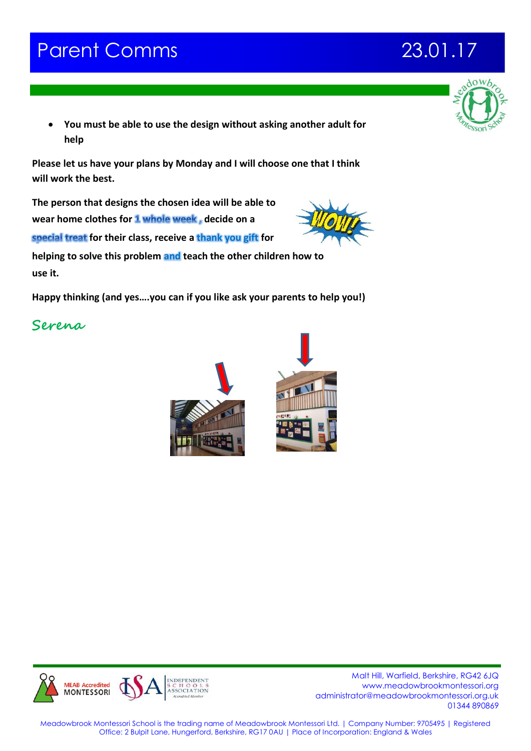- **You must be able to use the design without asking another adult for help**

**Please let us have your plans by Monday and I will choose one that I think will work the best.**

**The person that designs the chosen idea will be able to wear home clothes for 1 whole week, decide on a special treat for their class, receive a thank you gift for helping to solve this problem and teach the other children how to use it.**

**Happy thinking (and yes….you can if you like ask your parents to help you!)**

**Serena**